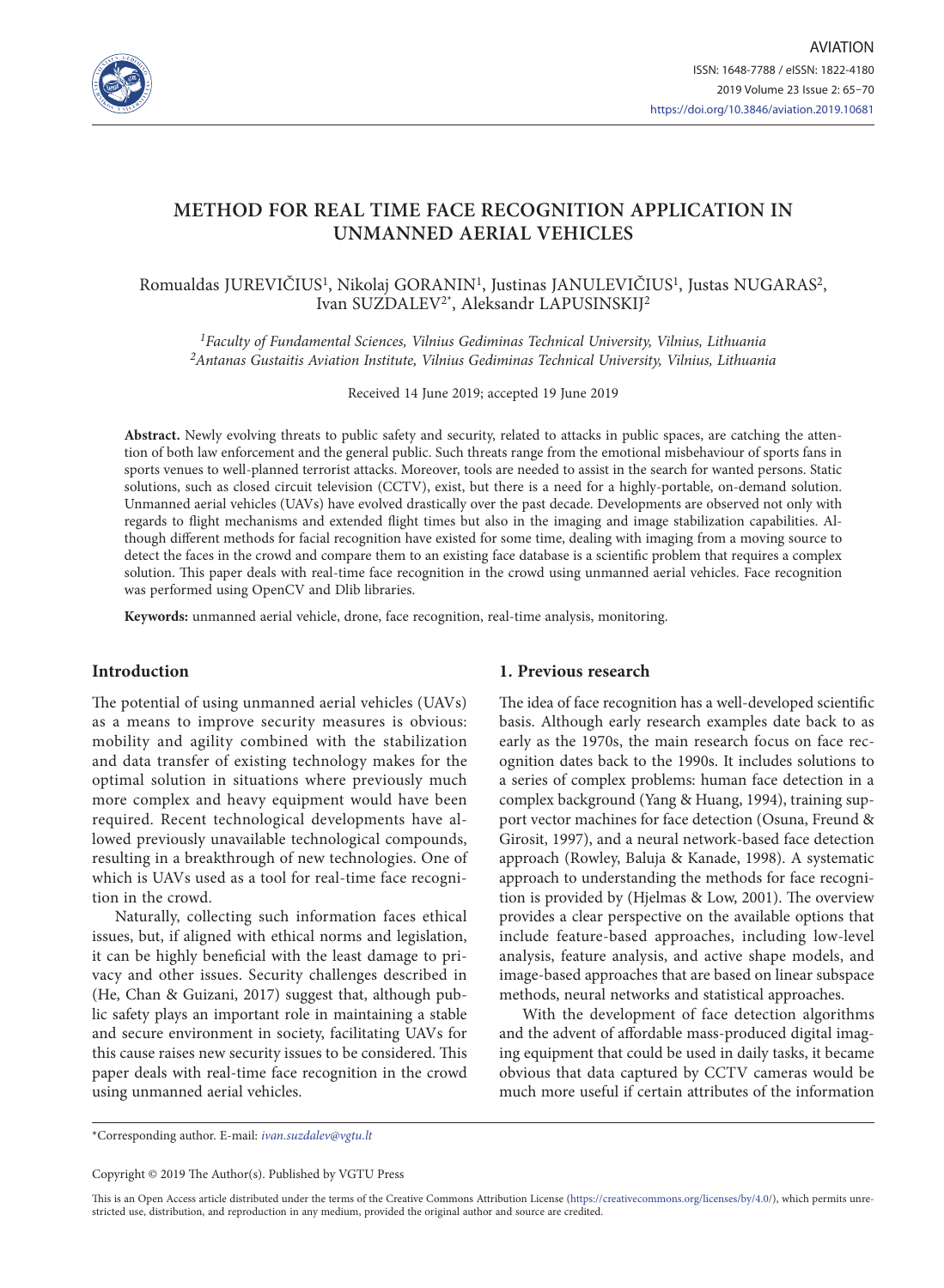# METHOD FOR REAL TIME FACE RECOGNITION APPLICATION IN UNMANNED AERIAL VEHICLES

Romualdas JUREVIČIUS[1], Nikolaj GORANIN[1], Justinas JANULEVIČIUS[1], Justas NUGARAS[2], Ivan SUZDALEV[2*], Aleksandr LAPUSINSKIJ[2]

*[1]Faculty of Fundamental Sciences, Vilnius Gediminas Technical University, Vilnius, Lithuania*
*[2]Antanas Gustaitis Aviation Institute, Vilnius Gediminas Technical University, Vilnius, Lithuania*

Received 14 June 2019; accepted 19 June 2019

**Abstract.** Newly evolving threats to public safety and security, related to attacks in public spaces, are catching the attention of both law enforcement and the general public. Such threats range from the emotional misbehaviour of sports fans in sports venues to well-planned terrorist attacks. Moreover, tools are needed to assist in the search for wanted persons. Static solutions, such as closed circuit television (CCTV), exist, but there is a need for a highly-portable, on-demand solution. Unmanned aerial vehicles (UAVs) have evolved drastically over the past decade. Developments are observed not only with regards to flight mechanisms and extended flight times but also in the imaging and image stabilization capabilities. Although different methods for facial recognition have existed for some time, dealing with imaging from a moving source to detect the faces in the crowd and compare them to an existing face database is a scientific problem that requires a complex solution. This paper deals with real-time face recognition in the crowd using unmanned aerial vehicles. Face recognition was performed using OpenCV and Dlib libraries.

**Keywords:** unmanned aerial vehicle, drone, face recognition, real-time analysis, monitoring.

## Introduction

The potential of using unmanned aerial vehicles (UAVs) as a means to improve security measures is obvious: mobility and agility combined with the stabilization and data transfer of existing technology makes for the optimal solution in situations where previously much more complex and heavy equipment would have been required. Recent technological developments have allowed previously unavailable technological compounds, resulting in a breakthrough of new technologies. One of which is UAVs used as a tool for real-time face recognition in the crowd.

Naturally, collecting such information faces ethical issues, but, if aligned with ethical norms and legislation, it can be highly beneficial with the least damage to privacy and other issues. Security challenges described in (He, Chan & Guizani, 2017) suggest that, although public safety plays an important role in maintaining a stable and secure environment in society, facilitating UAVs for this cause raises new security issues to be considered. This paper deals with real-time face recognition in the crowd using unmanned aerial vehicles.

## 1. Previous research

The idea of face recognition has a well-developed scientific basis. Although early research examples date back to as early as the 1970s, the main research focus on face recognition dates back to the 1990s. It includes solutions to a series of complex problems: human face detection in a complex background (Yang & Huang, 1994), training support vector machines for face detection (Osuna, Freund & Girosit, 1997), and a neural network-based face detection approach (Rowley, Baluja & Kanade, 1998). A systematic approach to understanding the methods for face recognition is provided by (Hjelmas & Low, 2001). The overview provides a clear perspective on the available options that include feature-based approaches, including low-level analysis, feature analysis, and active shape models, and image-based approaches that are based on linear subspace methods, neural networks and statistical approaches.

With the development of face detection algorithms and the advent of affordable mass-produced digital imaging equipment that could be used in daily tasks, it became obvious that data captured by CCTV cameras would be much more useful if certain attributes of the information

\*Corresponding author. E-mail: *ivan.suzdalev@vgtu.lt*

Copyright © 2019 The Author(s). Published by VGTU Press

This is an Open Access article distributed under the terms of the Creative Commons Attribution License (https://creativecommons.org/licenses/by/4.0/), which permits unrestricted use, distribution, and reproduction in any medium, provided the original author and source are credited.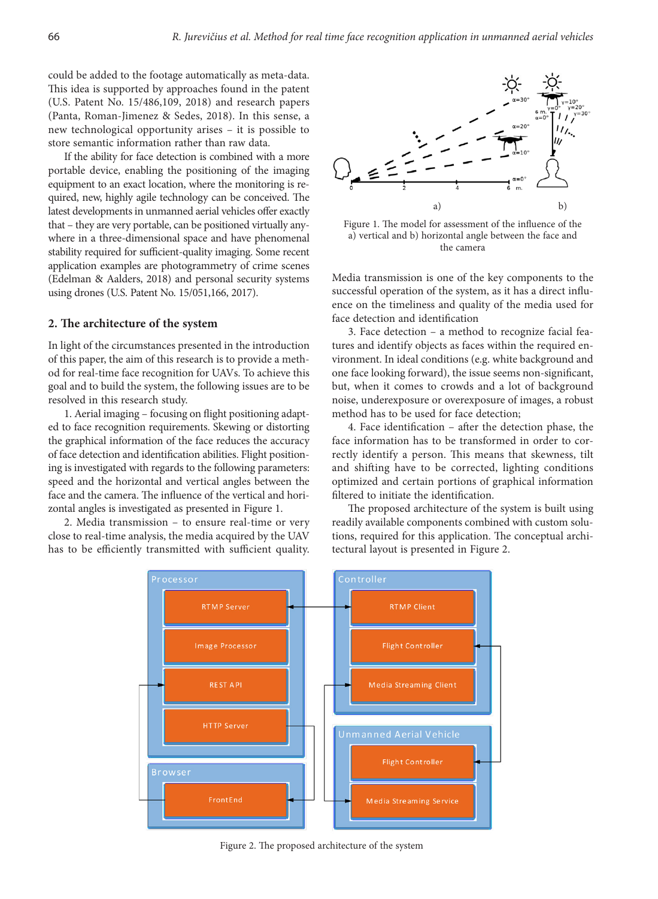could be added to the footage automatically as meta-data. This idea is supported by approaches found in the patent (U.S. Patent No. 15/486,109, 2018) and research papers (Panta, Roman-Jimenez & Sedes, 2018). In this sense, a new technological opportunity arises – it is possible to store semantic information rather than raw data.

If the ability for face detection is combined with a more portable device, enabling the positioning of the imaging equipment to an exact location, where the monitoring is required, new, highly agile technology can be conceived. The latest developments in unmanned aerial vehicles offer exactly that – they are very portable, can be positioned virtually anywhere in a three-dimensional space and have phenomenal stability required for sufficient-quality imaging. Some recent application examples are photogrammetry of crime scenes (Edelman & Aalders, 2018) and personal security systems using drones (U.S. Patent No. 15/051,166, 2017).

## 2. The architecture of the system

In light of the circumstances presented in the introduction of this paper, the aim of this research is to provide a method for real-time face recognition for UAVs. To achieve this goal and to build the system, the following issues are to be resolved in this research study.

1. Aerial imaging – focusing on flight positioning adapted to face recognition requirements. Skewing or distorting the graphical information of the face reduces the accuracy of face detection and identification abilities. Flight positioning is investigated with regards to the following parameters: speed and the horizontal and vertical angles between the face and the camera. The influence of the vertical and horizontal angles is investigated as presented in Figure 1.

2. Media transmission – to ensure real-time or very close to real-time analysis, the media acquired by the UAV has to be efficiently transmitted with sufficient quality. Media transmission is one of the key components to the successful operation of the system, as it has a direct influence on the timeliness and quality of the media used for face detection and identification

3. Face detection – a method to recognize facial features and identify objects as faces within the required environment. In ideal conditions (e.g. white background and one face looking forward), the issue seems non-significant, but, when it comes to crowds and a lot of background noise, underexposure or overexposure of images, a robust method has to be used for face detection;

4. Face identification – after the detection phase, the face information has to be transformed in order to correctly identify a person. This means that skewness, tilt and shifting have to be corrected, lighting conditions optimized and certain portions of graphical information filtered to initiate the identification.

Figure 1. The model for assessment of the influence of the a) vertical and b) horizontal angle between the face and the camera

The proposed architecture of the system is built using readily available components combined with custom solutions, required for this application. The conceptual architectural layout is presented in Figure 2.

Figure 2. The proposed architecture of the system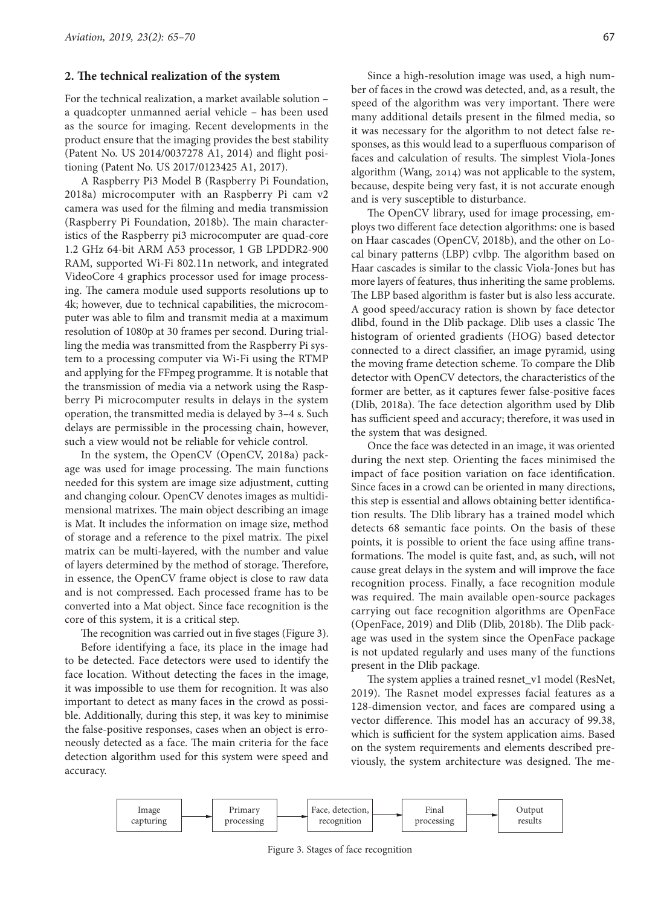## 2. The technical realization of the system

For the technical realization, a market available solution – a quadcopter unmanned aerial vehicle – has been used as the source for imaging. Recent developments in the product ensure that the imaging provides the best stability (Patent No. US 2014/0037278 A1, 2014) and flight positioning (Patent No. US 2017/0123425 A1, 2017).

A Raspberry Pi3 Model B (Raspberry Pi Foundation, 2018a) microcomputer with an Raspberry Pi cam v2 camera was used for the filming and media transmission (Raspberry Pi Foundation, 2018b). The main characteristics of the Raspberry pi3 microcomputer are quad-core 1.2 GHz 64-bit ARM A53 processor, 1 GB LPDDR2-900 RAM, supported Wi-Fi 802.11n network, and integrated VideoCore 4 graphics processor used for image processing. The camera module used supports resolutions up to 4k; however, due to technical capabilities, the microcomputer was able to film and transmit media at a maximum resolution of 1080p at 30 frames per second. During trialling the media was transmitted from the Raspberry Pi system to a processing computer via Wi-Fi using the RTMP and applying for the FFmpeg programme. It is notable that the transmission of media via a network using the Raspberry Pi microcomputer results in delays in the system operation, the transmitted media is delayed by 3–4 s. Such delays are permissible in the processing chain, however, such a view would not be reliable for vehicle control.

In the system, the OpenCV (OpenCV, 2018a) package was used for image processing. The main functions needed for this system are image size adjustment, cutting and changing colour. OpenCV denotes images as multidimensional matrixes. The main object describing an image is Mat. It includes the information on image size, method of storage and a reference to the pixel matrix. The pixel matrix can be multi-layered, with the number and value of layers determined by the method of storage. Therefore, in essence, the OpenCV frame object is close to raw data and is not compressed. Each processed frame has to be converted into a Mat object. Since face recognition is the core of this system, it is a critical step.

The recognition was carried out in five stages (Figure 3).

Before identifying a face, its place in the image had to be detected. Face detectors were used to identify the face location. Without detecting the faces in the image, it was impossible to use them for recognition. It was also important to detect as many faces in the crowd as possible. Additionally, during this step, it was key to minimise the false-positive responses, cases when an object is erroneously detected as a face. The main criteria for the face detection algorithm used for this system were speed and accuracy.

Since a high-resolution image was used, a high number of faces in the crowd was detected, and, as a result, the speed of the algorithm was very important. There were many additional details present in the filmed media, so it was necessary for the algorithm to not detect false responses, as this would lead to a superfluous comparison of faces and calculation of results. The simplest Viola-Jones algorithm (Wang, 2014) was not applicable to the system, because, despite being very fast, it is not accurate enough and is very susceptible to disturbance.

The OpenCV library, used for image processing, employs two different face detection algorithms: one is based on Haar cascades (OpenCV, 2018b), and the other on Local binary patterns (LBP) cvlbp. The algorithm based on Haar cascades is similar to the classic Viola-Jones but has more layers of features, thus inheriting the same problems. The LBP based algorithm is faster but is also less accurate. A good speed/accuracy ration is shown by face detector dlibd, found in the Dlib package. Dlib uses a classic The histogram of oriented gradients (HOG) based detector connected to a direct classifier, an image pyramid, using the moving frame detection scheme. To compare the Dlib detector with OpenCV detectors, the characteristics of the former are better, as it captures fewer false-positive faces (Dlib, 2018a). The face detection algorithm used by Dlib has sufficient speed and accuracy; therefore, it was used in the system that was designed.

Once the face was detected in an image, it was oriented during the next step. Orienting the faces minimised the impact of face position variation on face identification. Since faces in a crowd can be oriented in many directions, this step is essential and allows obtaining better identification results. The Dlib library has a trained model which detects 68 semantic face points. On the basis of these points, it is possible to orient the face using affine transformations. The model is quite fast, and, as such, will not cause great delays in the system and will improve the face recognition process. Finally, a face recognition module was required. The main available open-source packages carrying out face recognition algorithms are OpenFace (OpenFace, 2019) and Dlib (Dlib, 2018b). The Dlib package was used in the system since the OpenFace package is not updated regularly and uses many of the functions present in the Dlib package.

The system applies a trained resnet_v1 model (ResNet, 2019). The Rasnet model expresses facial features as a 128-dimension vector, and faces are compared using a vector difference. This model has an accuracy of 99.38, which is sufficient for the system application aims. Based on the system requirements and elements described previously, the system architecture was designed. The me-

Image capturing → Primary processing → Face, detection, recognition → Final processing → Output results

Figure 3. Stages of face recognition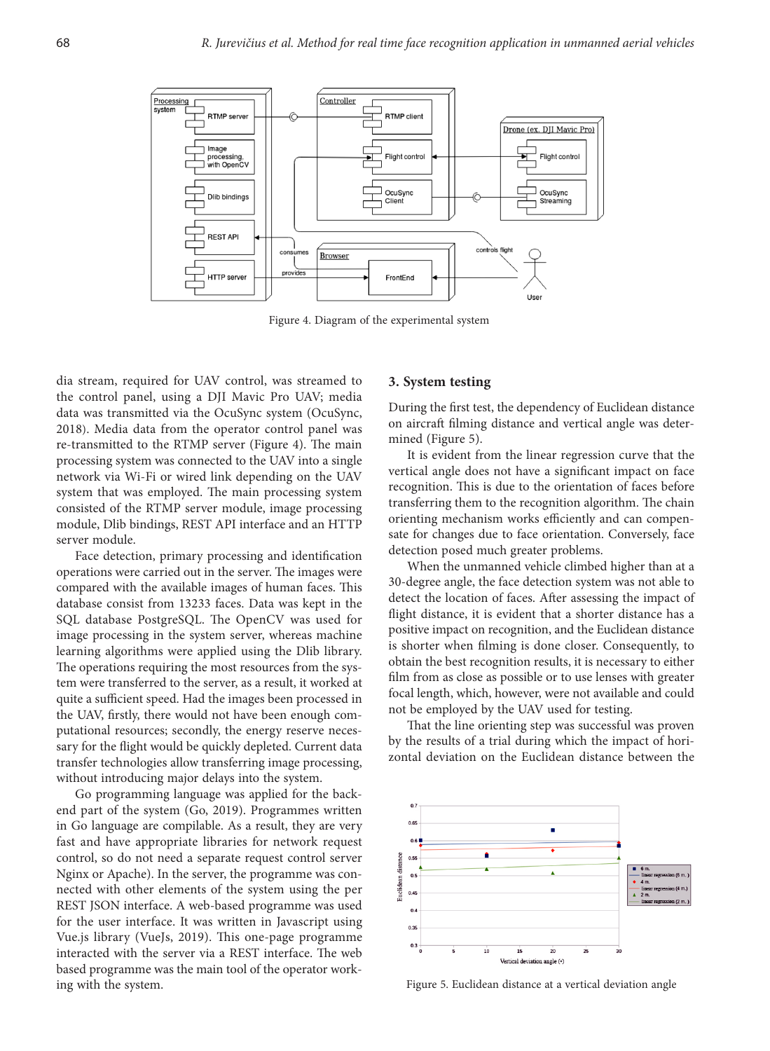Figure 4. Diagram of the experimental system

dia stream, required for UAV control, was streamed to the control panel, using a DJI Mavic Pro UAV; media data was transmitted via the OcuSync system (OcuSync, 2018). Media data from the operator control panel was re-transmitted to the RTMP server (Figure 4). The main processing system was connected to the UAV into a single network via Wi-Fi or wired link depending on the UAV system that was employed. The main processing system consisted of the RTMP server module, image processing module, Dlib bindings, REST API interface and an HTTP server module.

Face detection, primary processing and identification operations were carried out in the server. The images were compared with the available images of human faces. This database consist from 13233 faces. Data was kept in the SQL database PostgreSQL. The OpenCV was used for image processing in the system server, whereas machine learning algorithms were applied using the Dlib library. The operations requiring the most resources from the system were transferred to the server, as a result, it worked at quite a sufficient speed. Had the images been processed in the UAV, firstly, there would not have been enough computational resources; secondly, the energy reserve necessary for the flight would be quickly depleted. Current data transfer technologies allow transferring image processing, without introducing major delays into the system.

Go programming language was applied for the backend part of the system (Go, 2019). Programmes written in Go language are compilable. As a result, they are very fast and have appropriate libraries for network request control, so do not need a separate request control server Nginx or Apache). In the server, the programme was connected with other elements of the system using the per REST JSON interface. A web-based programme was used for the user interface. It was written in Javascript using Vue.js library (VueJs, 2019). This one-page programme interacted with the server via a REST interface. The web based programme was the main tool of the operator working with the system.

## 3. System testing

During the first test, the dependency of Euclidean distance on aircraft filming distance and vertical angle was determined (Figure 5).

It is evident from the linear regression curve that the vertical angle does not have a significant impact on face recognition. This is due to the orientation of faces before transferring them to the recognition algorithm. The chain orienting mechanism works efficiently and can compensate for changes due to face orientation. Conversely, face detection posed much greater problems.

When the unmanned vehicle climbed higher than at a 30-degree angle, the face detection system was not able to detect the location of faces. After assessing the impact of flight distance, it is evident that a shorter distance has a positive impact on recognition, and the Euclidean distance is shorter when filming is done closer. Consequently, to obtain the best recognition results, it is necessary to either film from as close as possible or to use lenses with greater focal length, which, however, were not available and could not be employed by the UAV used for testing.

That the line orienting step was successful was proven by the results of a trial during which the impact of horizontal deviation on the Euclidean distance between the

Figure 5. Euclidean distance at a vertical deviation angle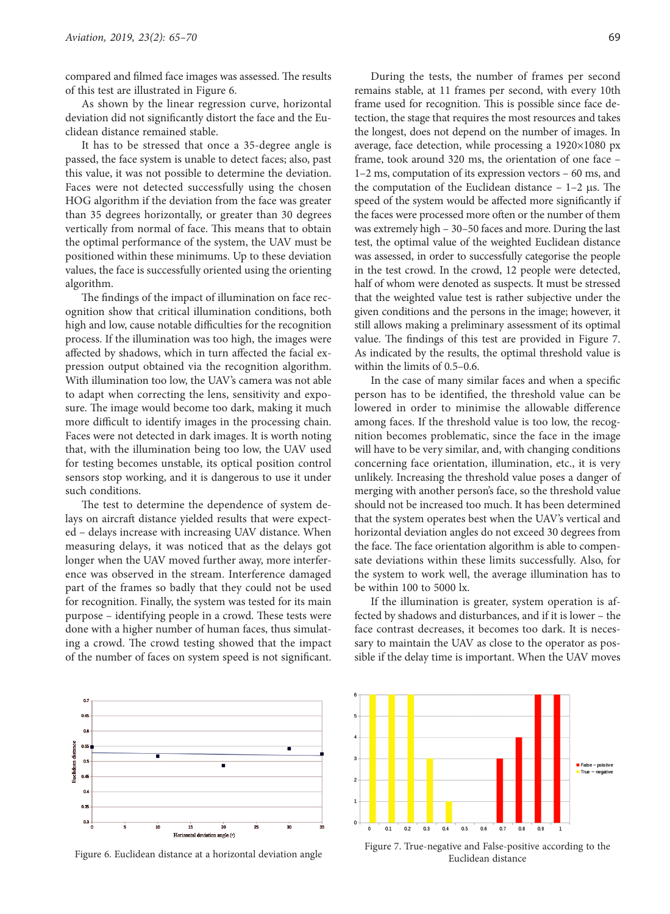compared and filmed face images was assessed. The results of this test are illustrated in Figure 6.

As shown by the linear regression curve, horizontal deviation did not significantly distort the face and the Euclidean distance remained stable.

It has to be stressed that once a 35-degree angle is passed, the face system is unable to detect faces; also, past this value, it was not possible to determine the deviation. Faces were not detected successfully using the chosen HOG algorithm if the deviation from the face was greater than 35 degrees horizontally, or greater than 30 degrees vertically from normal of face. This means that to obtain the optimal performance of the system, the UAV must be positioned within these minimums. Up to these deviation values, the face is successfully oriented using the orienting algorithm.

The findings of the impact of illumination on face recognition show that critical illumination conditions, both high and low, cause notable difficulties for the recognition process. If the illumination was too high, the images were affected by shadows, which in turn affected the facial expression output obtained via the recognition algorithm. With illumination too low, the UAV's camera was not able to adapt when correcting the lens, sensitivity and exposure. The image would become too dark, making it much more difficult to identify images in the processing chain. Faces were not detected in dark images. It is worth noting that, with the illumination being too low, the UAV used for testing becomes unstable, its optical position control sensors stop working, and it is dangerous to use it under such conditions.

The test to determine the dependence of system delays on aircraft distance yielded results that were expected – delays increase with increasing UAV distance. When measuring delays, it was noticed that as the delays got longer when the UAV moved further away, more interference was observed in the stream. Interference damaged part of the frames so badly that they could not be used for recognition. Finally, the system was tested for its main purpose – identifying people in a crowd. These tests were done with a higher number of human faces, thus simulating a crowd. The crowd testing showed that the impact of the number of faces on system speed is not significant.

During the tests, the number of frames per second remains stable, at 11 frames per second, with every 10th frame used for recognition. This is possible since face detection, the stage that requires the most resources and takes the longest, does not depend on the number of images. In average, face detection, while processing a 1920×1080 px frame, took around 320 ms, the orientation of one face – 1–2 ms, computation of its expression vectors – 60 ms, and the computation of the Euclidean distance – 1–2 µs. The speed of the system would be affected more significantly if the faces were processed more often or the number of them was extremely high – 30–50 faces and more. During the last test, the optimal value of the weighted Euclidean distance was assessed, in order to successfully categorise the people in the test crowd. In the crowd, 12 people were detected, half of whom were denoted as suspects. It must be stressed that the weighted value test is rather subjective under the given conditions and the persons in the image; however, it still allows making a preliminary assessment of its optimal value. The findings of this test are provided in Figure 7. As indicated by the results, the optimal threshold value is within the limits of 0.5–0.6.

In the case of many similar faces and when a specific person has to be identified, the threshold value can be lowered in order to minimise the allowable difference among faces. If the threshold value is too low, the recognition becomes problematic, since the face in the image will have to be very similar, and, with changing conditions concerning face orientation, illumination, etc., it is very unlikely. Increasing the threshold value poses a danger of merging with another person's face, so the threshold value should not be increased too much. It has been determined that the system operates best when the UAV's vertical and horizontal deviation angles do not exceed 30 degrees from the face. The face orientation algorithm is able to compensate deviations within these limits successfully. Also, for the system to work well, the average illumination has to be within 100 to 5000 lx.

If the illumination is greater, system operation is affected by shadows and disturbances, and if it is lower – the face contrast decreases, it becomes too dark. It is necessary to maintain the UAV as close to the operator as possible if the delay time is important. When the UAV moves

Figure 6. Euclidean distance at a horizontal deviation angle

Figure 7. True-negative and False-positive according to the Euclidean distance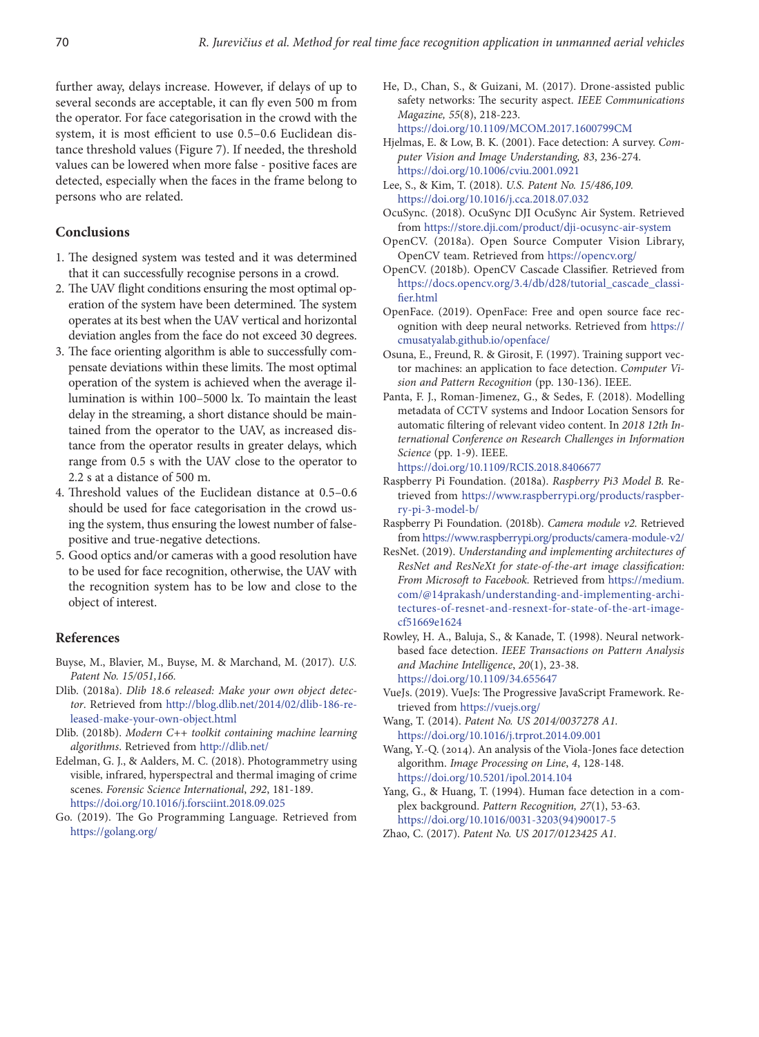further away, delays increase. However, if delays of up to several seconds are acceptable, it can fly even 500 m from the operator. For face categorisation in the crowd with the system, it is most efficient to use 0.5–0.6 Euclidean distance threshold values (Figure 7). If needed, the threshold values can be lowered when more false - positive faces are detected, especially when the faces in the frame belong to persons who are related.

## Conclusions

1. The designed system was tested and it was determined that it can successfully recognise persons in a crowd.
2. The UAV flight conditions ensuring the most optimal operation of the system have been determined. The system operates at its best when the UAV vertical and horizontal deviation angles from the face do not exceed 30 degrees.
3. The face orienting algorithm is able to successfully compensate deviations within these limits. The most optimal operation of the system is achieved when the average illumination is within 100–5000 lx. To maintain the least delay in the streaming, a short distance should be maintained from the operator to the UAV, as increased distance from the operator results in greater delays, which range from 0.5 s with the UAV close to the operator to 2.2 s at a distance of 500 m.
4. Threshold values of the Euclidean distance at 0.5–0.6 should be used for face categorisation in the crowd using the system, thus ensuring the lowest number of false-positive and true-negative detections.
5. Good optics and/or cameras with a good resolution have to be used for face recognition, otherwise, the UAV with the recognition system has to be low and close to the object of interest.

## References

Buyse, M., Blavier, M., Buyse, M. & Marchand, M. (2017). *U.S. Patent No. 15/051,166.*

Dlib. (2018a). *Dlib 18.6 released: Make your own object detector*. Retrieved from http://blog.dlib.net/2014/02/dlib-186-released-make-your-own-object.html

Dlib. (2018b). *Modern C++ toolkit containing machine learning algorithms*. Retrieved from http://dlib.net/

Edelman, G. J., & Aalders, M. C. (2018). Photogrammetry using visible, infrared, hyperspectral and thermal imaging of crime scenes. *Forensic Science International*, *292*, 181-189. https://doi.org/10.1016/j.forsciint.2018.09.025

Go. (2019). The Go Programming Language. Retrieved from https://golang.org/

He, D., Chan, S., & Guizani, M. (2017). Drone-assisted public safety networks: The security aspect. *IEEE Communications Magazine, 55*(8), 218-223. https://doi.org/10.1109/MCOM.2017.1600799CM

Hjelmas, E. & Low, B. K. (2001). Face detection: A survey. *Computer Vision and Image Understanding, 83*, 236-274. https://doi.org/10.1006/cviu.2001.0921

Lee, S., & Kim, T. (2018). *U.S. Patent No. 15/486,109.* https://doi.org/10.1016/j.cca.2018.07.032

OcuSync. (2018). OcuSync DJI OcuSync Air System. Retrieved from https://store.dji.com/product/dji-ocusync-air-system

OpenCV. (2018a). Open Source Computer Vision Library, OpenCV team. Retrieved from https://opencv.org/

OpenCV. (2018b). OpenCV Cascade Classifier. Retrieved from https://docs.opencv.org/3.4/db/d28/tutorial_cascade_classifier.html

OpenFace. (2019). OpenFace: Free and open source face recognition with deep neural networks. Retrieved from https://cmusatyalab.github.io/openface/

Osuna, E., Freund, R. & Girosit, F. (1997). Training support vector machines: an application to face detection. *Computer Vision and Pattern Recognition* (pp. 130-136). IEEE.

Panta, F. J., Roman-Jimenez, G., & Sedes, F. (2018). Modelling metadata of CCTV systems and Indoor Location Sensors for automatic filtering of relevant video content. In *2018 12th International Conference on Research Challenges in Information Science* (pp. 1-9). IEEE. https://doi.org/10.1109/RCIS.2018.8406677

Raspberry Pi Foundation. (2018a). *Raspberry Pi3 Model B.* Retrieved from https://www.raspberrypi.org/products/raspberry-pi-3-model-b/

Raspberry Pi Foundation. (2018b). *Camera module v2.* Retrieved from https://www.raspberrypi.org/products/camera-module-v2/

ResNet. (2019). *Understanding and implementing architectures of ResNet and ResNeXt for state-of-the-art image classification: From Microsoft to Facebook.* Retrieved from https://medium.com/@14prakash/understanding-and-implementing-architectures-of-resnet-and-resnext-for-state-of-the-art-image-cf51669e1624

Rowley, H. A., Baluja, S., & Kanade, T. (1998). Neural network-based face detection. *IEEE Transactions on Pattern Analysis and Machine Intelligence*, *20*(1), 23-38. https://doi.org/10.1109/34.655647

VueJs. (2019). VueJs: The Progressive JavaScript Framework. Retrieved from https://vuejs.org/

Wang, T. (2014). *Patent No. US 2014/0037278 A1.* https://doi.org/10.1016/j.trprot.2014.09.001

Wang, Y.-Q. (2014). An analysis of the Viola-Jones face detection algorithm. *Image Processing on Line*, *4*, 128-148. https://doi.org/10.5201/ipol.2014.104

Yang, G., & Huang, T. (1994). Human face detection in a complex background. *Pattern Recognition, 27*(1), 53-63. https://doi.org/10.1016/0031-3203(94)90017-5

Zhao, C. (2017). *Patent No. US 2017/0123425 A1.*